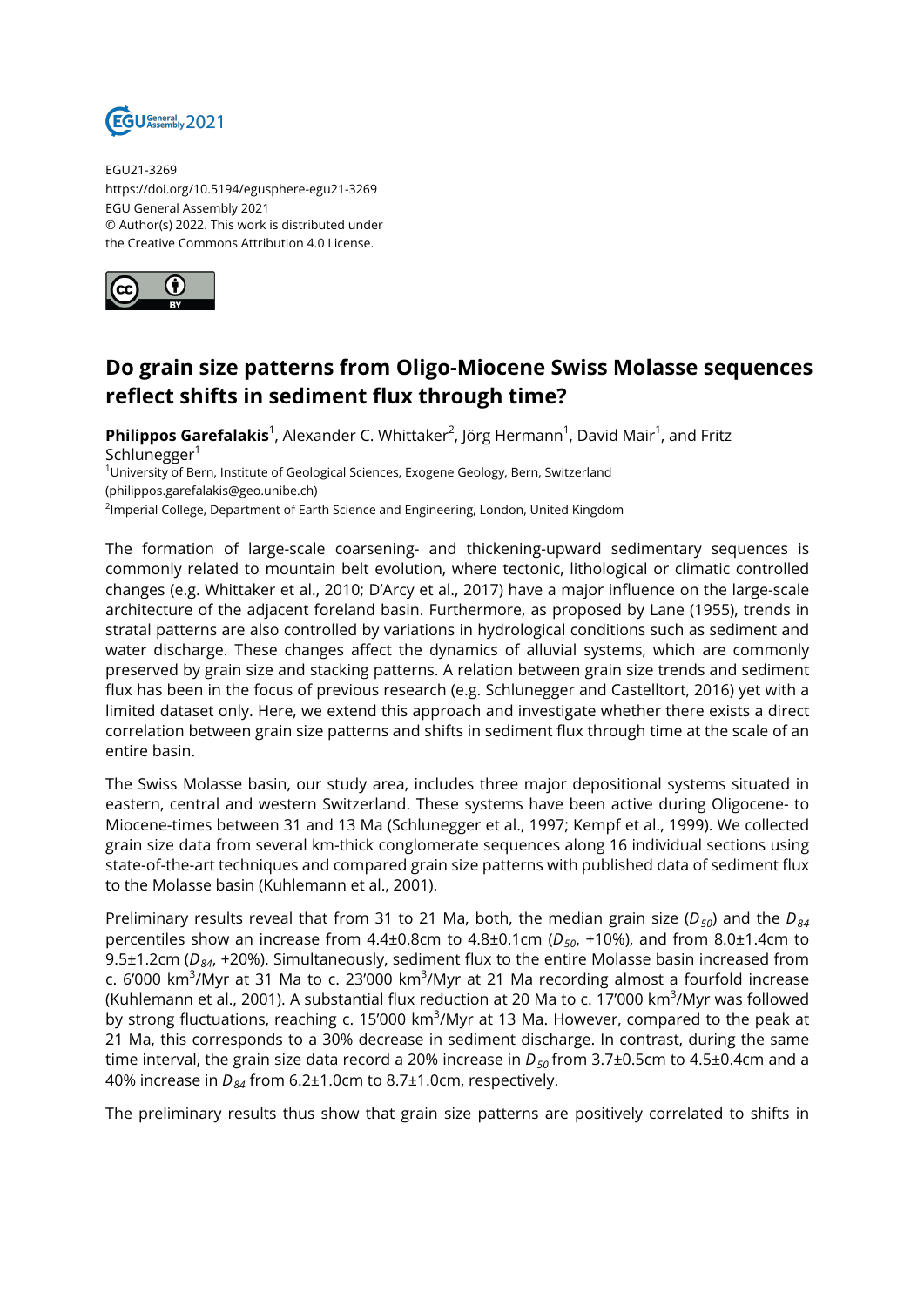EGU21-3269
https://doi.org/10.5194/egusphere-egu21-3269
EGU General Assembly 2021
© Author(s) 2022. This work is distributed under
the Creative Commons Attribution 4.0 License.

# Do grain size patterns from Oligo-Miocene Swiss Molasse sequences reflect shifts in sediment flux through time?

**Philippos Garefalakis**[1], Alexander C. Whittaker[2], Jörg Hermann[1], David Mair[1], and Fritz Schlunegger[1]

[1]University of Bern, Institute of Geological Sciences, Exogene Geology, Bern, Switzerland (philippos.garefalakis@geo.unibe.ch)

[2]Imperial College, Department of Earth Science and Engineering, London, United Kingdom

The formation of large-scale coarsening- and thickening-upward sedimentary sequences is commonly related to mountain belt evolution, where tectonic, lithological or climatic controlled changes (e.g. Whittaker et al., 2010; D'Arcy et al., 2017) have a major influence on the large-scale architecture of the adjacent foreland basin. Furthermore, as proposed by Lane (1955), trends in stratal patterns are also controlled by variations in hydrological conditions such as sediment and water discharge. These changes affect the dynamics of alluvial systems, which are commonly preserved by grain size and stacking patterns. A relation between grain size trends and sediment flux has been in the focus of previous research (e.g. Schlunegger and Castelltort, 2016) yet with a limited dataset only. Here, we extend this approach and investigate whether there exists a direct correlation between grain size patterns and shifts in sediment flux through time at the scale of an entire basin.

The Swiss Molasse basin, our study area, includes three major depositional systems situated in eastern, central and western Switzerland. These systems have been active during Oligocene- to Miocene-times between 31 and 13 Ma (Schlunegger et al., 1997; Kempf et al., 1999). We collected grain size data from several km-thick conglomerate sequences along 16 individual sections using state-of-the-art techniques and compared grain size patterns with published data of sediment flux to the Molasse basin (Kuhlemann et al., 2001).

Preliminary results reveal that from 31 to 21 Ma, both, the median grain size ($D_{50}$) and the $D_{84}$ percentiles show an increase from 4.4±0.8cm to 4.8±0.1cm ($D_{50}$, +10%), and from 8.0±1.4cm to 9.5±1.2cm ($D_{84}$, +20%). Simultaneously, sediment flux to the entire Molasse basin increased from c. 6'000 km$^3$/Myr at 31 Ma to c. 23'000 km$^3$/Myr at 21 Ma recording almost a fourfold increase (Kuhlemann et al., 2001). A substantial flux reduction at 20 Ma to c. 17'000 km$^3$/Myr was followed by strong fluctuations, reaching c. 15'000 km$^3$/Myr at 13 Ma. However, compared to the peak at 21 Ma, this corresponds to a 30% decrease in sediment discharge. In contrast, during the same time interval, the grain size data record a 20% increase in $D_{50}$ from 3.7±0.5cm to 4.5±0.4cm and a 40% increase in $D_{84}$ from 6.2±1.0cm to 8.7±1.0cm, respectively.

The preliminary results thus show that grain size patterns are positively correlated to shifts in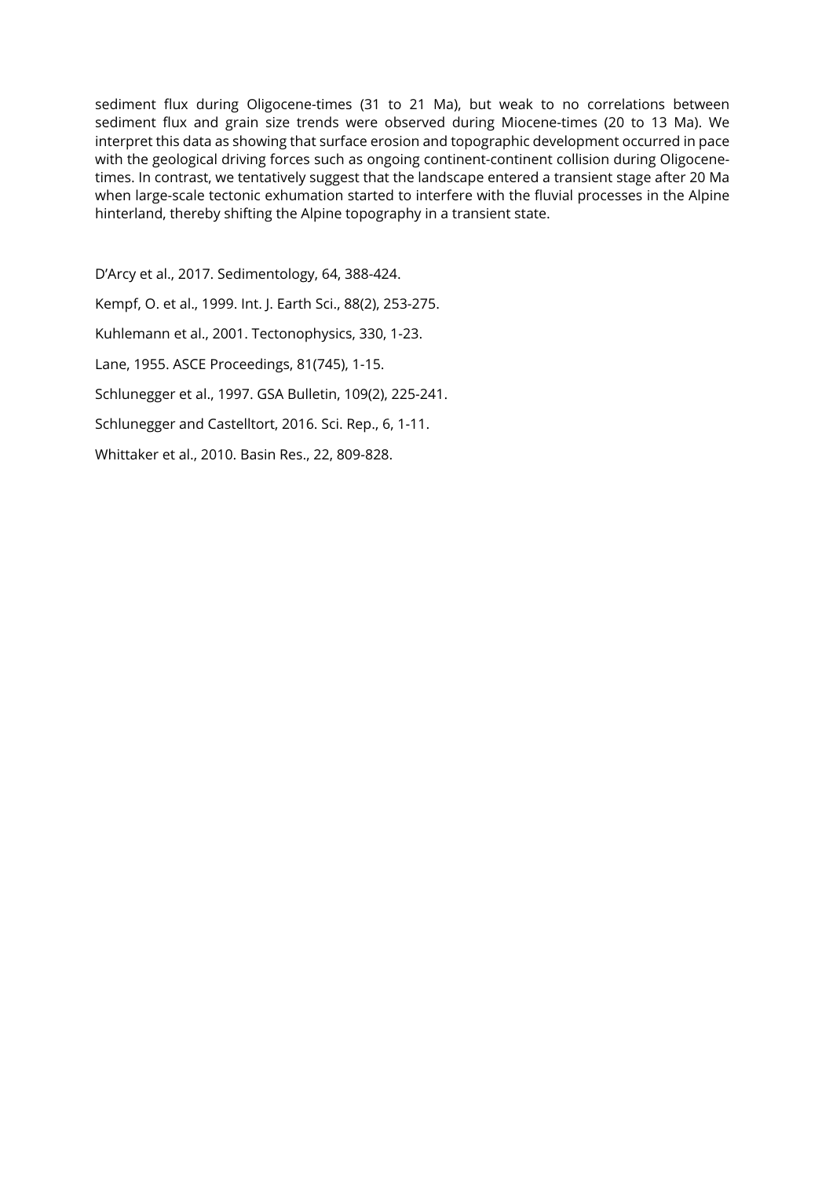sediment flux during Oligocene-times (31 to 21 Ma), but weak to no correlations between sediment flux and grain size trends were observed during Miocene-times (20 to 13 Ma). We interpret this data as showing that surface erosion and topographic development occurred in pace with the geological driving forces such as ongoing continent-continent collision during Oligocene-times. In contrast, we tentatively suggest that the landscape entered a transient stage after 20 Ma when large-scale tectonic exhumation started to interfere with the fluvial processes in the Alpine hinterland, thereby shifting the Alpine topography in a transient state.

D'Arcy et al., 2017. Sedimentology, 64, 388-424.

Kempf, O. et al., 1999. Int. J. Earth Sci., 88(2), 253-275.

Kuhlemann et al., 2001. Tectonophysics, 330, 1-23.

Lane, 1955. ASCE Proceedings, 81(745), 1-15.

Schlunegger et al., 1997. GSA Bulletin, 109(2), 225-241.

Schlunegger and Castelltort, 2016. Sci. Rep., 6, 1-11.

Whittaker et al., 2010. Basin Res., 22, 809-828.